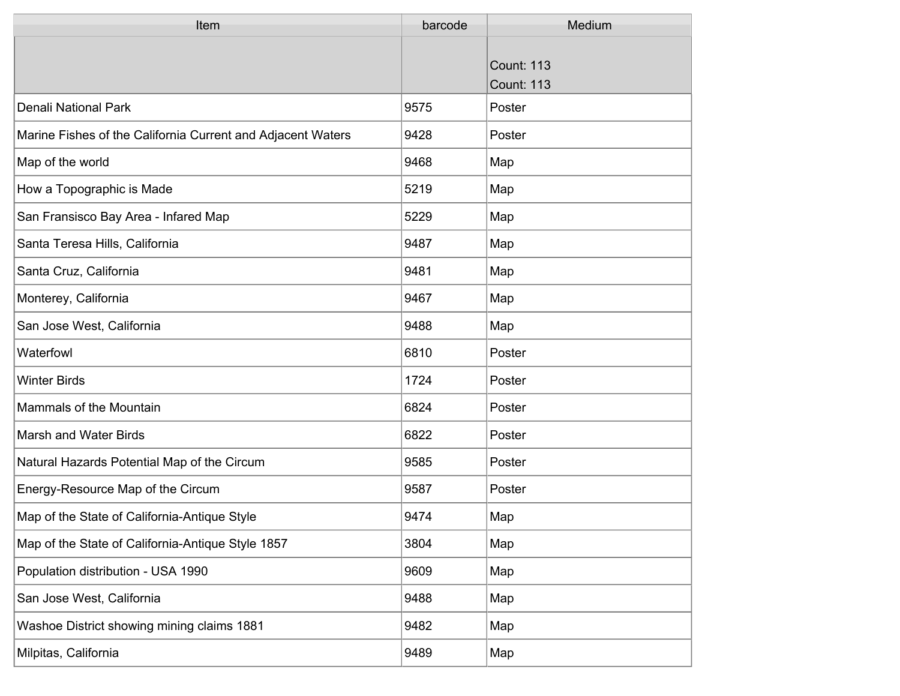| Item | barcode | Medium |
| --- | --- | --- |
| | | Count: 113<br>Count: 113 |
| Denali National Park | 9575 | Poster |
| Marine Fishes of the California Current and Adjacent Waters | 9428 | Poster |
| Map of the world | 9468 | Map |
| How a Topographic is Made | 5219 | Map |
| San Fransisco Bay Area - Infared Map | 5229 | Map |
| Santa Teresa Hills, California | 9487 | Map |
| Santa Cruz, California | 9481 | Map |
| Monterey, California | 9467 | Map |
| San Jose West, California | 9488 | Map |
| Waterfowl | 6810 | Poster |
| Winter Birds | 1724 | Poster |
| Mammals of the Mountain | 6824 | Poster |
| Marsh and Water Birds | 6822 | Poster |
| Natural Hazards Potential Map of the Circum | 9585 | Poster |
| Energy-Resource Map of the Circum | 9587 | Poster |
| Map of the State of California-Antique Style | 9474 | Map |
| Map of the State of California-Antique Style 1857 | 3804 | Map |
| Population distribution - USA 1990 | 9609 | Map |
| San Jose West, California | 9488 | Map |
| Washoe District showing mining claims 1881 | 9482 | Map |
| Milpitas, California | 9489 | Map |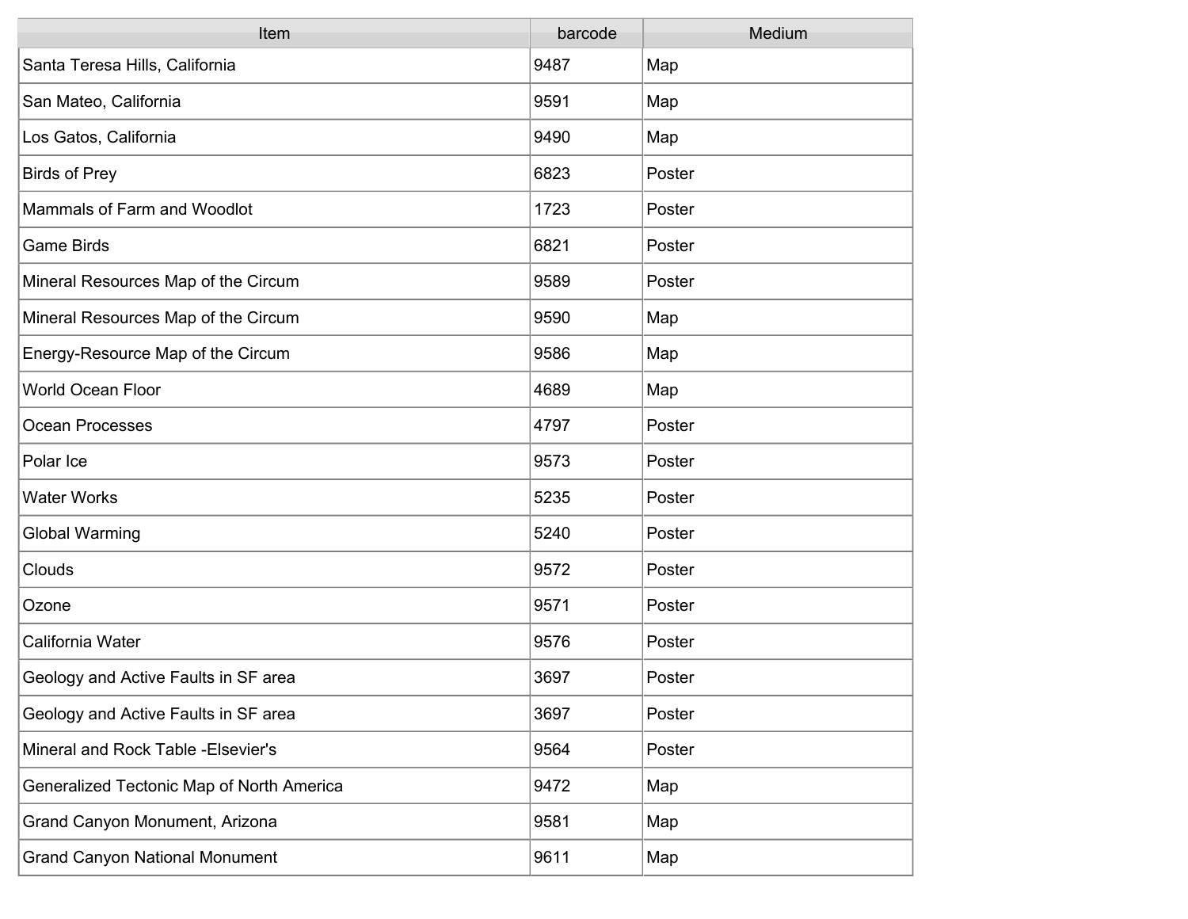| Item | barcode | Medium |
| --- | --- | --- |
| Santa Teresa Hills, California | 9487 | Map |
| San Mateo, California | 9591 | Map |
| Los Gatos, California | 9490 | Map |
| Birds of Prey | 6823 | Poster |
| Mammals of Farm and Woodlot | 1723 | Poster |
| Game Birds | 6821 | Poster |
| Mineral Resources Map of the Circum | 9589 | Poster |
| Mineral Resources Map of the Circum | 9590 | Map |
| Energy-Resource Map of the Circum | 9586 | Map |
| World Ocean Floor | 4689 | Map |
| Ocean Processes | 4797 | Poster |
| Polar Ice | 9573 | Poster |
| Water Works | 5235 | Poster |
| Global Warming | 5240 | Poster |
| Clouds | 9572 | Poster |
| Ozone | 9571 | Poster |
| California Water | 9576 | Poster |
| Geology and Active Faults in SF area | 3697 | Poster |
| Geology and Active Faults in SF area | 3697 | Poster |
| Mineral and Rock Table -Elsevier's | 9564 | Poster |
| Generalized Tectonic Map of North America | 9472 | Map |
| Grand Canyon Monument, Arizona | 9581 | Map |
| Grand Canyon National Monument | 9611 | Map |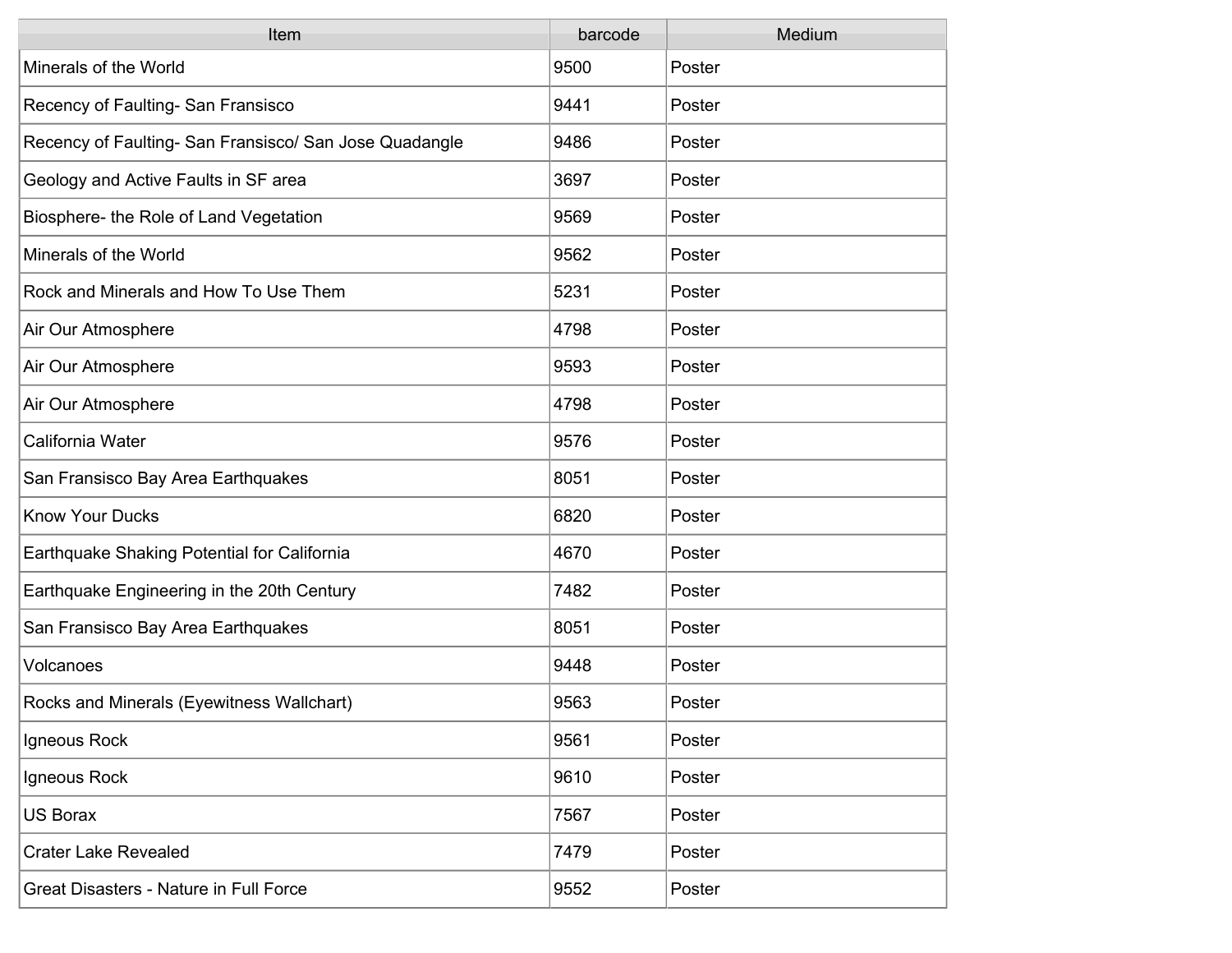| Item | barcode | Medium |
| --- | --- | --- |
| Minerals of the World | 9500 | Poster |
| Recency of Faulting- San Fransisco | 9441 | Poster |
| Recency of Faulting- San Fransisco/ San Jose Quadangle | 9486 | Poster |
| Geology and Active Faults in SF area | 3697 | Poster |
| Biosphere- the Role of Land Vegetation | 9569 | Poster |
| Minerals of the World | 9562 | Poster |
| Rock and Minerals and How To Use Them | 5231 | Poster |
| Air Our Atmosphere | 4798 | Poster |
| Air Our Atmosphere | 9593 | Poster |
| Air Our Atmosphere | 4798 | Poster |
| California Water | 9576 | Poster |
| San Fransisco Bay Area Earthquakes | 8051 | Poster |
| Know Your Ducks | 6820 | Poster |
| Earthquake Shaking Potential for California | 4670 | Poster |
| Earthquake Engineering in the 20th Century | 7482 | Poster |
| San Fransisco Bay Area Earthquakes | 8051 | Poster |
| Volcanoes | 9448 | Poster |
| Rocks and Minerals (Eyewitness Wallchart) | 9563 | Poster |
| Igneous Rock | 9561 | Poster |
| Igneous Rock | 9610 | Poster |
| US Borax | 7567 | Poster |
| Crater Lake Revealed | 7479 | Poster |
| Great Disasters - Nature in Full Force | 9552 | Poster |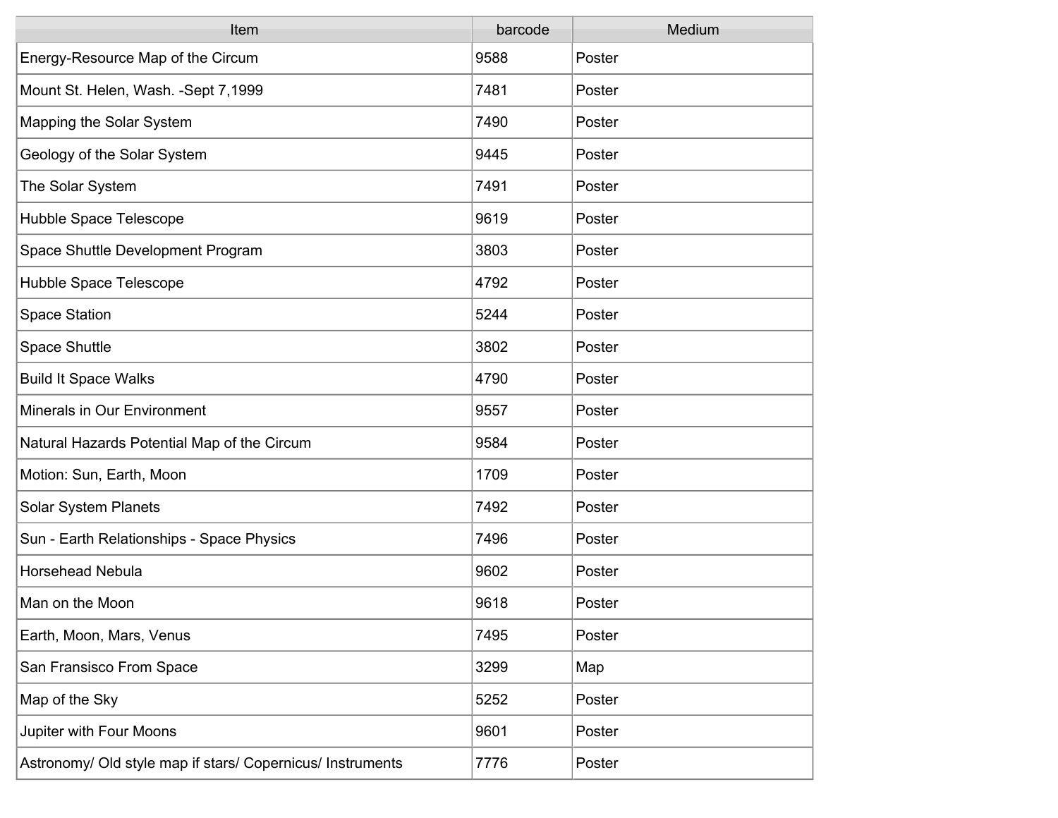| Item | barcode | Medium |
| --- | --- | --- |
| Energy-Resource Map of the Circum | 9588 | Poster |
| Mount St. Helen, Wash. -Sept 7,1999 | 7481 | Poster |
| Mapping the Solar System | 7490 | Poster |
| Geology of the Solar System | 9445 | Poster |
| The Solar System | 7491 | Poster |
| Hubble Space Telescope | 9619 | Poster |
| Space Shuttle Development Program | 3803 | Poster |
| Hubble Space Telescope | 4792 | Poster |
| Space Station | 5244 | Poster |
| Space Shuttle | 3802 | Poster |
| Build It Space Walks | 4790 | Poster |
| Minerals in Our Environment | 9557 | Poster |
| Natural Hazards Potential Map of the Circum | 9584 | Poster |
| Motion: Sun, Earth, Moon | 1709 | Poster |
| Solar System Planets | 7492 | Poster |
| Sun - Earth Relationships - Space Physics | 7496 | Poster |
| Horsehead Nebula | 9602 | Poster |
| Man on the Moon | 9618 | Poster |
| Earth, Moon, Mars, Venus | 7495 | Poster |
| San Fransisco From Space | 3299 | Map |
| Map of the Sky | 5252 | Poster |
| Jupiter with Four Moons | 9601 | Poster |
| Astronomy/ Old style map if stars/ Copernicus/ Instruments | 7776 | Poster |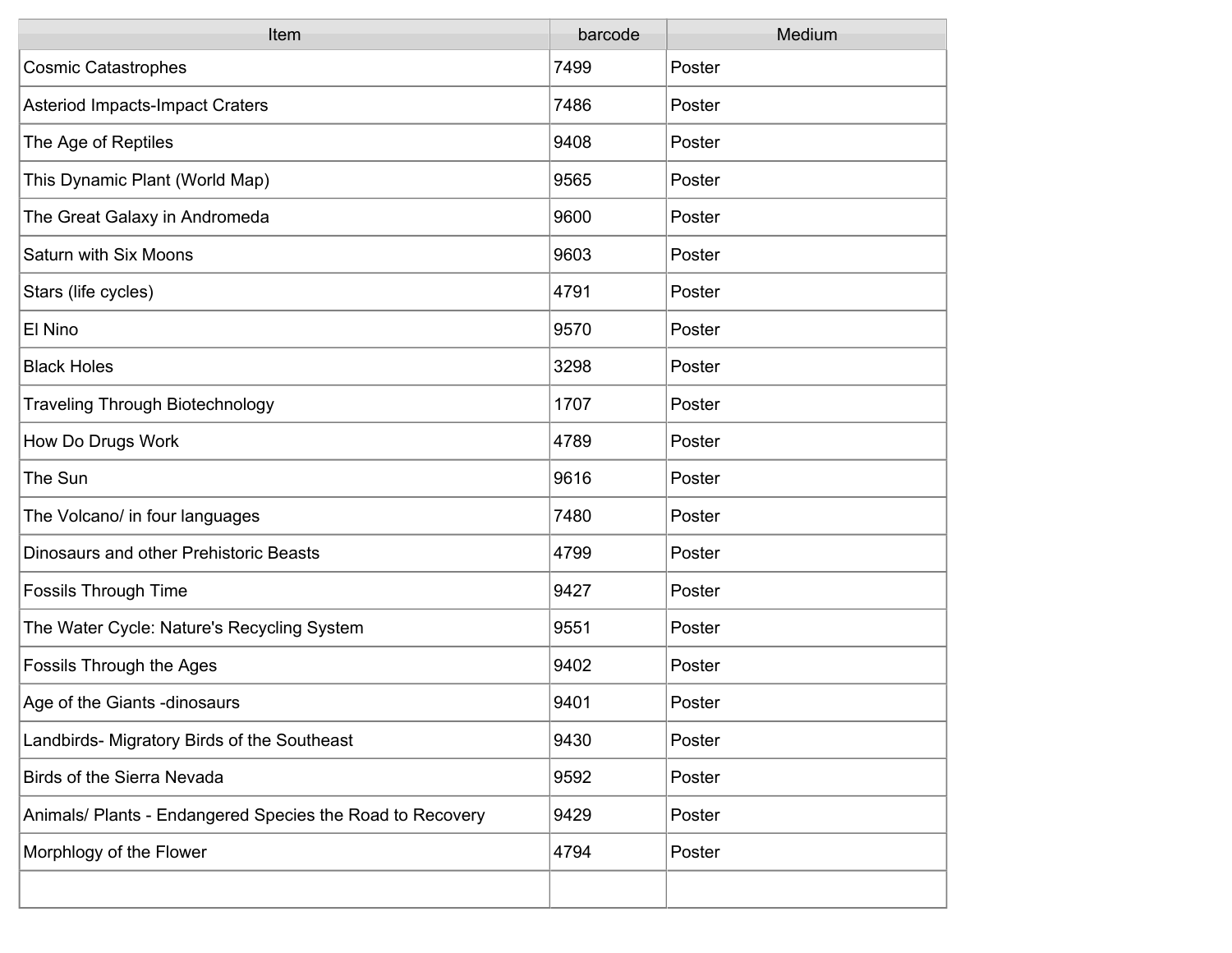| Item | barcode | Medium |
|---|---|---|
| Cosmic Catastrophes | 7499 | Poster |
| Asteriod Impacts-Impact Craters | 7486 | Poster |
| The Age of Reptiles | 9408 | Poster |
| This Dynamic Plant (World Map) | 9565 | Poster |
| The Great Galaxy in Andromeda | 9600 | Poster |
| Saturn with Six Moons | 9603 | Poster |
| Stars (life cycles) | 4791 | Poster |
| El Nino | 9570 | Poster |
| Black Holes | 3298 | Poster |
| Traveling Through Biotechnology | 1707 | Poster |
| How Do Drugs Work | 4789 | Poster |
| The Sun | 9616 | Poster |
| The Volcano/ in four languages | 7480 | Poster |
| Dinosaurs and other Prehistoric Beasts | 4799 | Poster |
| Fossils Through Time | 9427 | Poster |
| The Water Cycle: Nature's Recycling System | 9551 | Poster |
| Fossils Through the Ages | 9402 | Poster |
| Age of the Giants -dinosaurs | 9401 | Poster |
| Landbirds- Migratory Birds of the Southeast | 9430 | Poster |
| Birds of the Sierra Nevada | 9592 | Poster |
| Animals/ Plants - Endangered Species the Road to Recovery | 9429 | Poster |
| Morphlogy of the Flower | 4794 | Poster |
| | | |